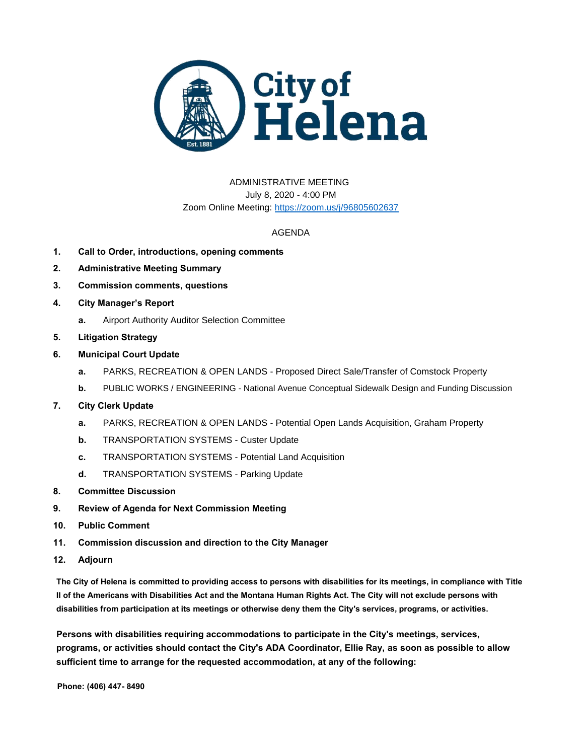City of Helena

ADMINISTRATIVE MEETING
July 8, 2020 - 4:00 PM
Zoom Online Meeting: https://zoom.us/j/96805602637

AGENDA

1. **Call to Order, introductions, opening comments**
2. **Administrative Meeting Summary**
3. **Commission comments, questions**
4. **City Manager's Report**
   - a. Airport Authority Auditor Selection Committee
5. **Litigation Strategy**
6. **Municipal Court Update**
   - a. PARKS, RECREATION & OPEN LANDS - Proposed Direct Sale/Transfer of Comstock Property
   - b. PUBLIC WORKS / ENGINEERING - National Avenue Conceptual Sidewalk Design and Funding Discussion
7. **City Clerk Update**
   - a. PARKS, RECREATION & OPEN LANDS - Potential Open Lands Acquisition, Graham Property
   - b. TRANSPORTATION SYSTEMS - Custer Update
   - c. TRANSPORTATION SYSTEMS - Potential Land Acquisition
   - d. TRANSPORTATION SYSTEMS - Parking Update
8. **Committee Discussion**
9. **Review of Agenda for Next Commission Meeting**
10. **Public Comment**
11. **Commission discussion and direction to the City Manager**
12. **Adjourn**

**The City of Helena is committed to providing access to persons with disabilities for its meetings, in compliance with Title II of the Americans with Disabilities Act and the Montana Human Rights Act. The City will not exclude persons with disabilities from participation at its meetings or otherwise deny them the City's services, programs, or activities.**

**Persons with disabilities requiring accommodations to participate in the City's meetings, services, programs, or activities should contact the City's ADA Coordinator, Ellie Ray, as soon as possible to allow sufficient time to arrange for the requested accommodation, at any of the following:**

**Phone: (406) 447- 8490**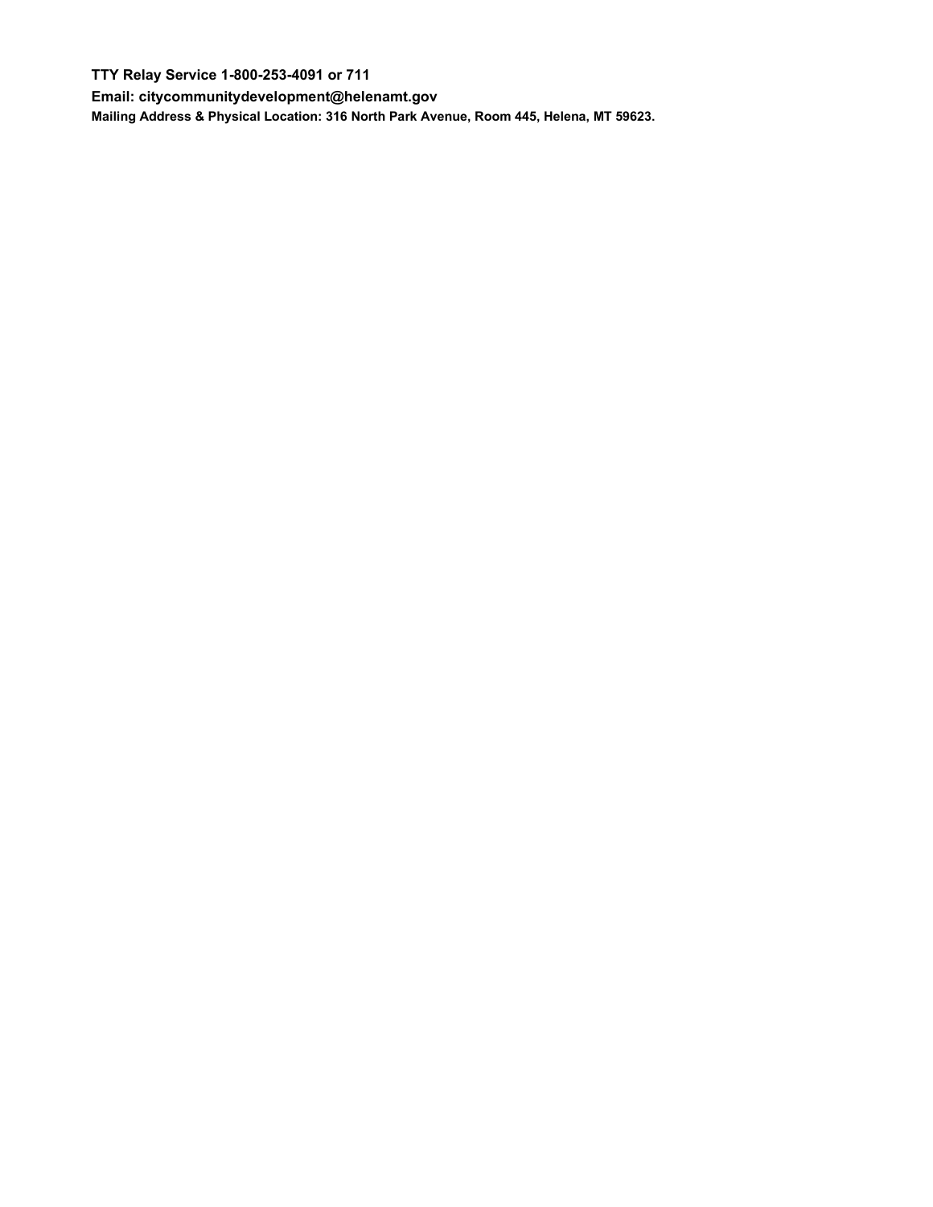**TTY Relay Service 1-800-253-4091 or 711**

**Email: citycommunitydevelopment@helenamt.gov**

**Mailing Address & Physical Location: 316 North Park Avenue, Room 445, Helena, MT 59623.**